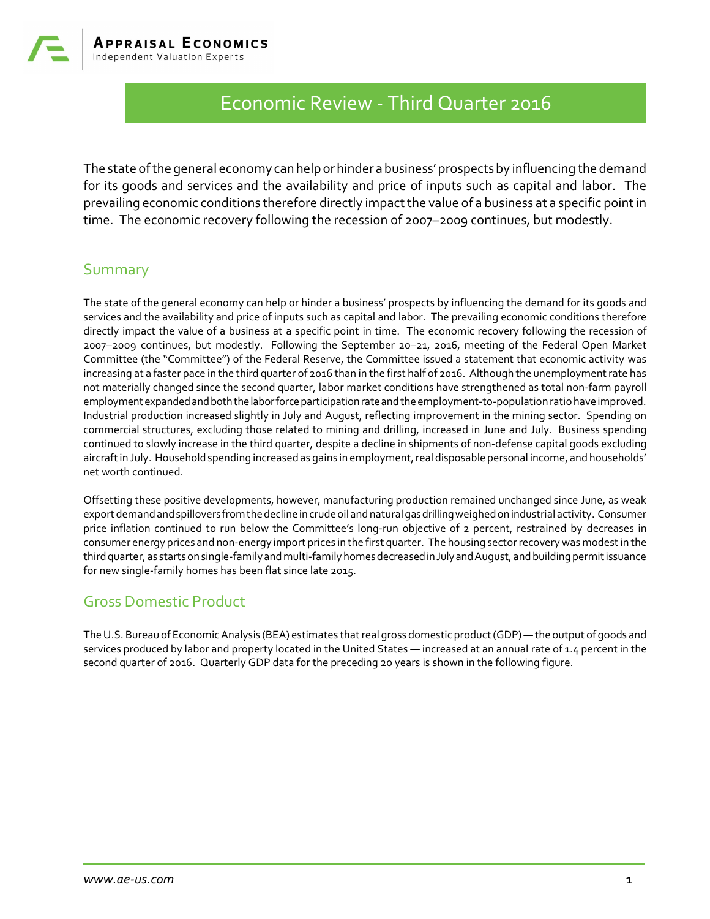# Economic Review - Third Quarter 2016

The state of the general economy can help or hinder a business' prospects by influencing the demand for its goods and services and the availability and price of inputs such as capital and labor. The prevailing economic conditions therefore directly impact the value of a business at a specific point in time. The economic recovery following the recession of 2007–2009 continues, but modestly.

## Summary

The state of the general economy can help or hinder a business' prospects by influencing the demand for its goods and services and the availability and price of inputs such as capital and labor. The prevailing economic conditions therefore directly impact the value of a business at a specific point in time. The economic recovery following the recession of 2007–2009 continues, but modestly. Following the September 20–21, 2016, meeting of the Federal Open Market Committee (the "Committee") of the Federal Reserve, the Committee issued a statement that economic activity was increasing at a faster pace in the third quarter of 2016 than in the first half of 2016. Although the unemployment rate has not materially changed since the second quarter, labor market conditions have strengthened as total non-farm payroll employment expanded and both the labor force participation rate and the employment-to-population ratio have improved. Industrial production increased slightly in July and August, reflecting improvement in the mining sector. Spending on commercial structures, excluding those related to mining and drilling, increased in June and July. Business spending continued to slowly increase in the third quarter, despite a decline in shipments of non-defense capital goods excluding aircraft in July. Household spending increased as gains in employment, real disposable personal income, and households' net worth continued.

Offsetting these positive developments, however, manufacturing production remained unchanged since June, as weak export demand and spillovers from the decline in crude oil and natural gas drilling weighed on industrial activity. Consumer price inflation continued to run below the Committee's long-run objective of 2 percent, restrained by decreases in consumer energy prices and non-energy import prices in the first quarter. The housing sector recovery was modest in the third quarter, as starts on single-family and multi-family homes decreased in July and August, and building permit issuance for new single-family homes has been flat since late 2015.

## Gross Domestic Product

The U.S. Bureau of Economic Analysis (BEA) estimates that real gross domestic product (GDP) — the output of goods and services produced by labor and property located in the United States — increased at an annual rate of 1.4 percent in the second quarter of 2016. Quarterly GDP data for the preceding 20 years is shown in the following figure.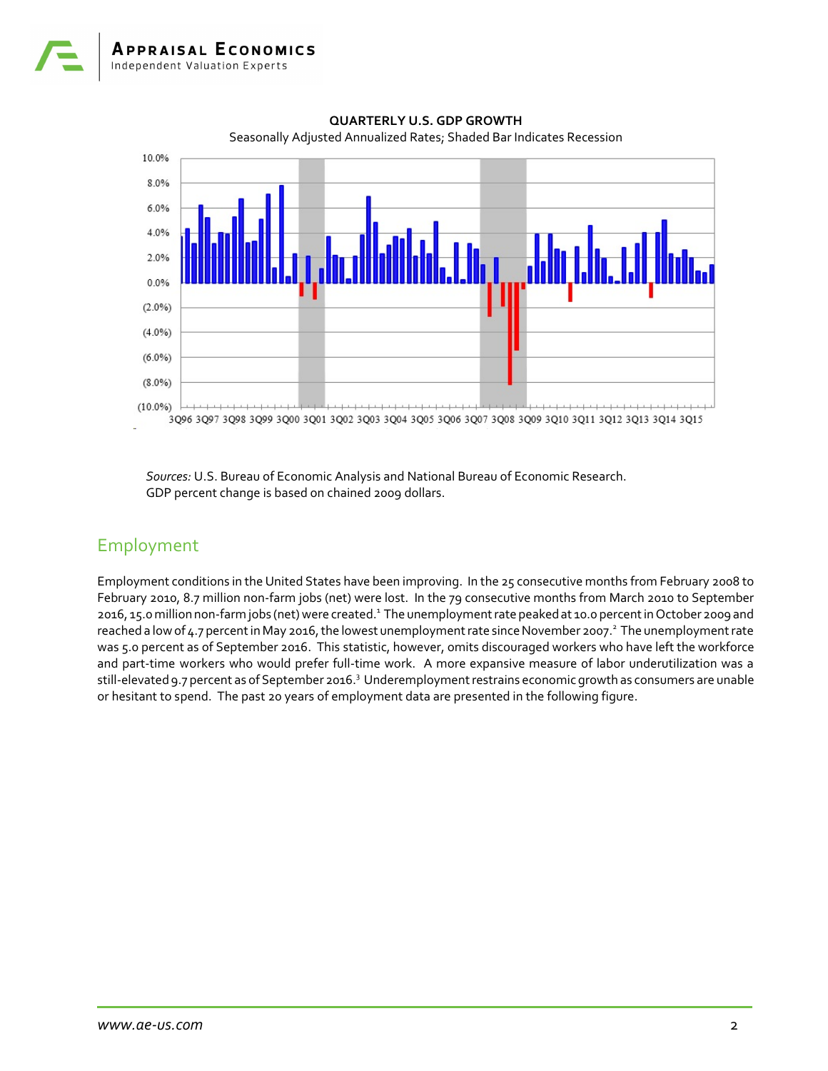**QUARTERLY U.S. GDP GROWTH**

Seasonally Adjusted Annualized Rates; Shaded Bar Indicates Recession

*Sources:* U.S. Bureau of Economic Analysis and National Bureau of Economic Research. GDP percent change is based on chained 2009 dollars.

## Employment

Employment conditions in the United States have been improving. In the 25 consecutive months from February 2008 to February 2010, 8.7 million non-farm jobs (net) were lost. In the 79 consecutive months from March 2010 to September 2016, 15.0 million non-farm jobs (net) were created.[1] The unemployment rate peaked at 10.0 percent in October 2009 and reached a low of 4.7 percent in May 2016, the lowest unemployment rate since November 2007.[2] The unemployment rate was 5.0 percent as of September 2016. This statistic, however, omits discouraged workers who have left the workforce and part-time workers who would prefer full-time work. A more expansive measure of labor underutilization was a still-elevated 9.7 percent as of September 2016.[3] Underemployment restrains economic growth as consumers are unable or hesitant to spend. The past 20 years of employment data are presented in the following figure.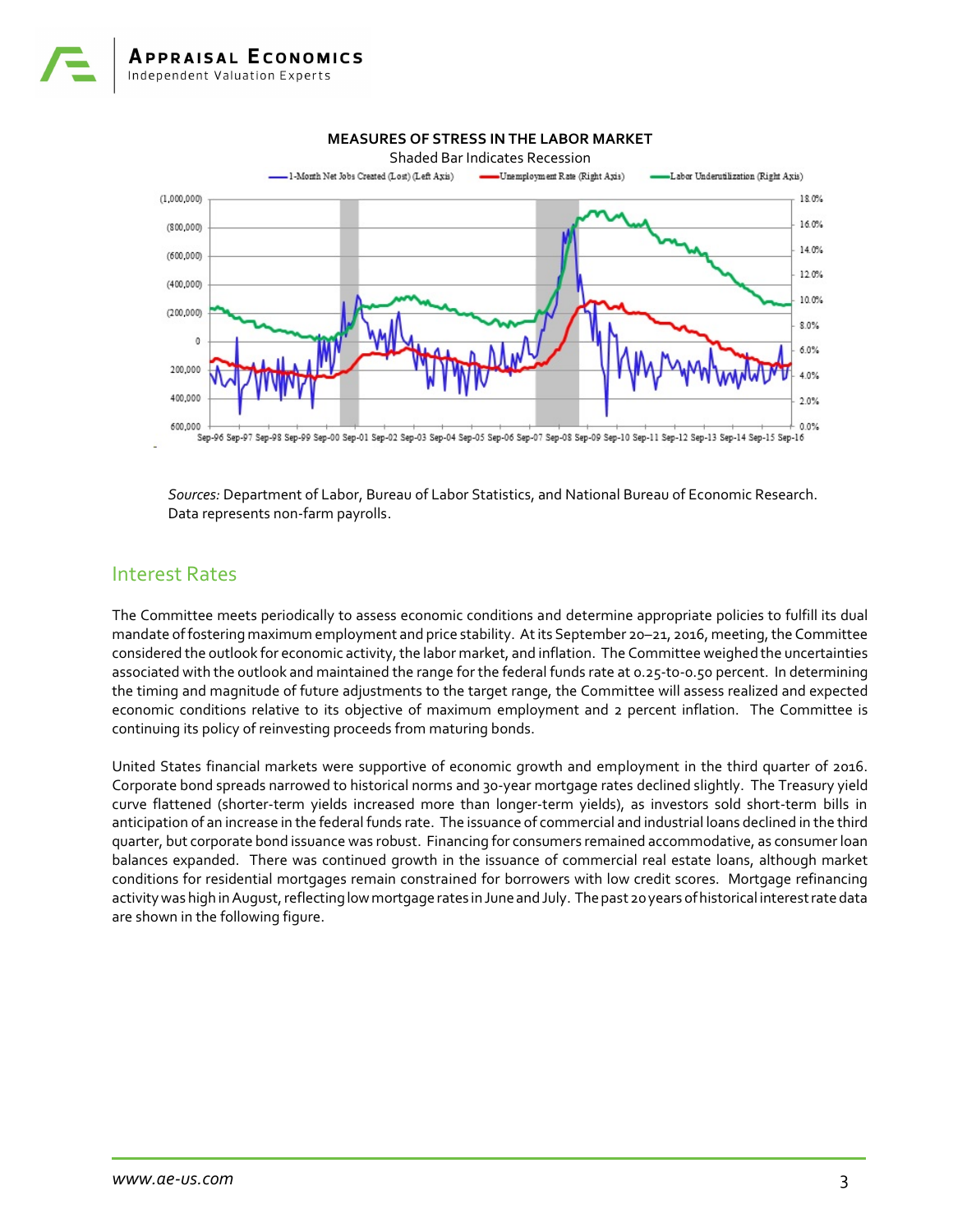**MEASURES OF STRESS IN THE LABOR MARKET**

Shaded Bar Indicates Recession

*Sources:* Department of Labor, Bureau of Labor Statistics, and National Bureau of Economic Research. Data represents non-farm payrolls.

## Interest Rates

The Committee meets periodically to assess economic conditions and determine appropriate policies to fulfill its dual mandate of fostering maximum employment and price stability. At its September 20–21, 2016, meeting, the Committee considered the outlook for economic activity, the labor market, and inflation. The Committee weighed the uncertainties associated with the outlook and maintained the range for the federal funds rate at 0.25-to-0.50 percent. In determining the timing and magnitude of future adjustments to the target range, the Committee will assess realized and expected economic conditions relative to its objective of maximum employment and 2 percent inflation. The Committee is continuing its policy of reinvesting proceeds from maturing bonds.

United States financial markets were supportive of economic growth and employment in the third quarter of 2016. Corporate bond spreads narrowed to historical norms and 30-year mortgage rates declined slightly. The Treasury yield curve flattened (shorter-term yields increased more than longer-term yields), as investors sold short-term bills in anticipation of an increase in the federal funds rate. The issuance of commercial and industrial loans declined in the third quarter, but corporate bond issuance was robust. Financing for consumers remained accommodative, as consumer loan balances expanded. There was continued growth in the issuance of commercial real estate loans, although market conditions for residential mortgages remain constrained for borrowers with low credit scores. Mortgage refinancing activity was high in August, reflecting low mortgage rates in June and July. The past 20 years of historical interest rate data are shown in the following figure.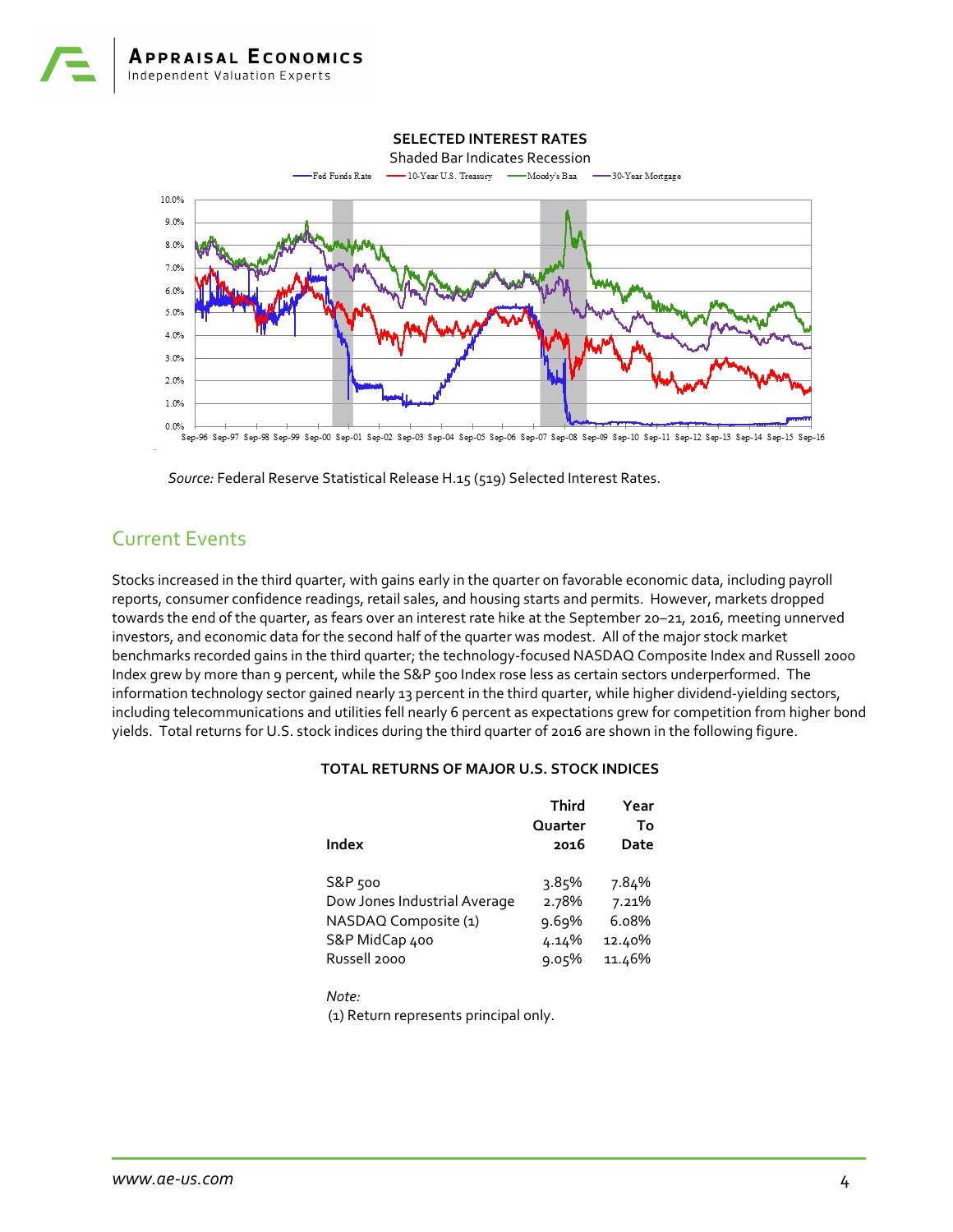**SELECTED INTEREST RATES**

Shaded Bar Indicates Recession

*Source:* Federal Reserve Statistical Release H.15 (519) Selected Interest Rates.

## Current Events

Stocks increased in the third quarter, with gains early in the quarter on favorable economic data, including payroll reports, consumer confidence readings, retail sales, and housing starts and permits. However, markets dropped towards the end of the quarter, as fears over an interest rate hike at the September 20–21, 2016, meeting unnerved investors, and economic data for the second half of the quarter was modest. All of the major stock market benchmarks recorded gains in the third quarter; the technology-focused NASDAQ Composite Index and Russell 2000 Index grew by more than 9 percent, while the S&P 500 Index rose less as certain sectors underperformed. The information technology sector gained nearly 13 percent in the third quarter, while higher dividend-yielding sectors, including telecommunications and utilities fell nearly 6 percent as expectations grew for competition from higher bond yields. Total returns for U.S. stock indices during the third quarter of 2016 are shown in the following figure.

**TOTAL RETURNS OF MAJOR U.S. STOCK INDICES**

| Index | Third Quarter 2016 | Year To Date |
|---|---|---|
| S&P 500 | 3.85% | 7.84% |
| Dow Jones Industrial Average | 2.78% | 7.21% |
| NASDAQ Composite (1) | 9.69% | 6.08% |
| S&P MidCap 400 | 4.14% | 12.40% |
| Russell 2000 | 9.05% | 11.46% |

*Note:*
(1) Return represents principal only.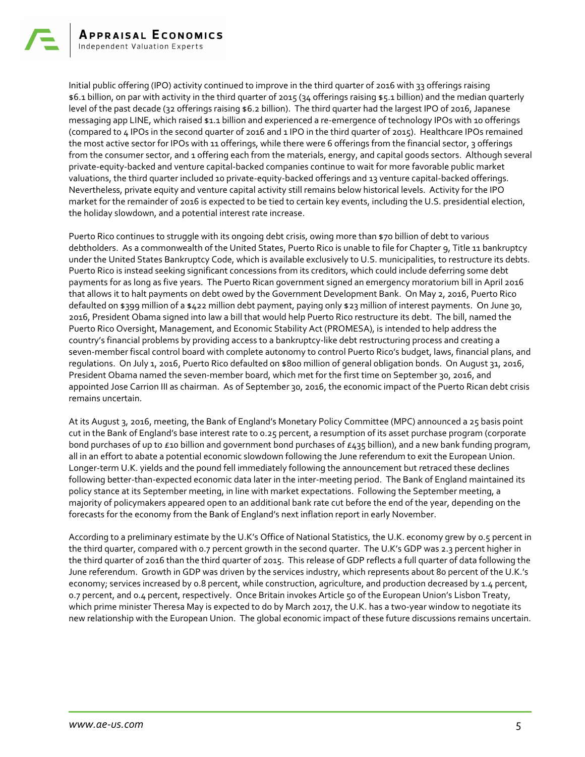Initial public offering (IPO) activity continued to improve in the third quarter of 2016 with 33 offerings raising $6.1 billion, on par with activity in the third quarter of 2015 (34 offerings raising $5.1 billion) and the median quarterly level of the past decade (32 offerings raising $6.2 billion). The third quarter had the largest IPO of 2016, Japanese messaging app LINE, which raised $1.1 billion and experienced a re-emergence of technology IPOs with 10 offerings (compared to 4 IPOs in the second quarter of 2016 and 1 IPO in the third quarter of 2015). Healthcare IPOs remained the most active sector for IPOs with 11 offerings, while there were 6 offerings from the financial sector, 3 offerings from the consumer sector, and 1 offering each from the materials, energy, and capital goods sectors. Although several private-equity-backed and venture capital-backed companies continue to wait for more favorable public market valuations, the third quarter included 10 private-equity-backed offerings and 13 venture capital-backed offerings. Nevertheless, private equity and venture capital activity still remains below historical levels. Activity for the IPO market for the remainder of 2016 is expected to be tied to certain key events, including the U.S. presidential election, the holiday slowdown, and a potential interest rate increase.

Puerto Rico continues to struggle with its ongoing debt crisis, owing more than $70 billion of debt to various debtholders. As a commonwealth of the United States, Puerto Rico is unable to file for Chapter 9, Title 11 bankruptcy under the United States Bankruptcy Code, which is available exclusively to U.S. municipalities, to restructure its debts. Puerto Rico is instead seeking significant concessions from its creditors, which could include deferring some debt payments for as long as five years. The Puerto Rican government signed an emergency moratorium bill in April 2016 that allows it to halt payments on debt owed by the Government Development Bank. On May 2, 2016, Puerto Rico defaulted on $399 million of a $422 million debt payment, paying only $23 million of interest payments. On June 30, 2016, President Obama signed into law a bill that would help Puerto Rico restructure its debt. The bill, named the Puerto Rico Oversight, Management, and Economic Stability Act (PROMESA), is intended to help address the country's financial problems by providing access to a bankruptcy-like debt restructuring process and creating a seven-member fiscal control board with complete autonomy to control Puerto Rico's budget, laws, financial plans, and regulations. On July 1, 2016, Puerto Rico defaulted on $800 million of general obligation bonds. On August 31, 2016, President Obama named the seven-member board, which met for the first time on September 30, 2016, and appointed Jose Carrion III as chairman. As of September 30, 2016, the economic impact of the Puerto Rican debt crisis remains uncertain.

At its August 3, 2016, meeting, the Bank of England's Monetary Policy Committee (MPC) announced a 25 basis point cut in the Bank of England's base interest rate to 0.25 percent, a resumption of its asset purchase program (corporate bond purchases of up to £10 billion and government bond purchases of £435 billion), and a new bank funding program, all in an effort to abate a potential economic slowdown following the June referendum to exit the European Union. Longer-term U.K. yields and the pound fell immediately following the announcement but retraced these declines following better-than-expected economic data later in the inter-meeting period. The Bank of England maintained its policy stance at its September meeting, in line with market expectations. Following the September meeting, a majority of policymakers appeared open to an additional bank rate cut before the end of the year, depending on the forecasts for the economy from the Bank of England's next inflation report in early November.

According to a preliminary estimate by the U.K's Office of National Statistics, the U.K. economy grew by 0.5 percent in the third quarter, compared with 0.7 percent growth in the second quarter. The U.K's GDP was 2.3 percent higher in the third quarter of 2016 than the third quarter of 2015. This release of GDP reflects a full quarter of data following the June referendum. Growth in GDP was driven by the services industry, which represents about 80 percent of the U.K.'s economy; services increased by 0.8 percent, while construction, agriculture, and production decreased by 1.4 percent, 0.7 percent, and 0.4 percent, respectively. Once Britain invokes Article 50 of the European Union's Lisbon Treaty, which prime minister Theresa May is expected to do by March 2017, the U.K. has a two-year window to negotiate its new relationship with the European Union. The global economic impact of these future discussions remains uncertain.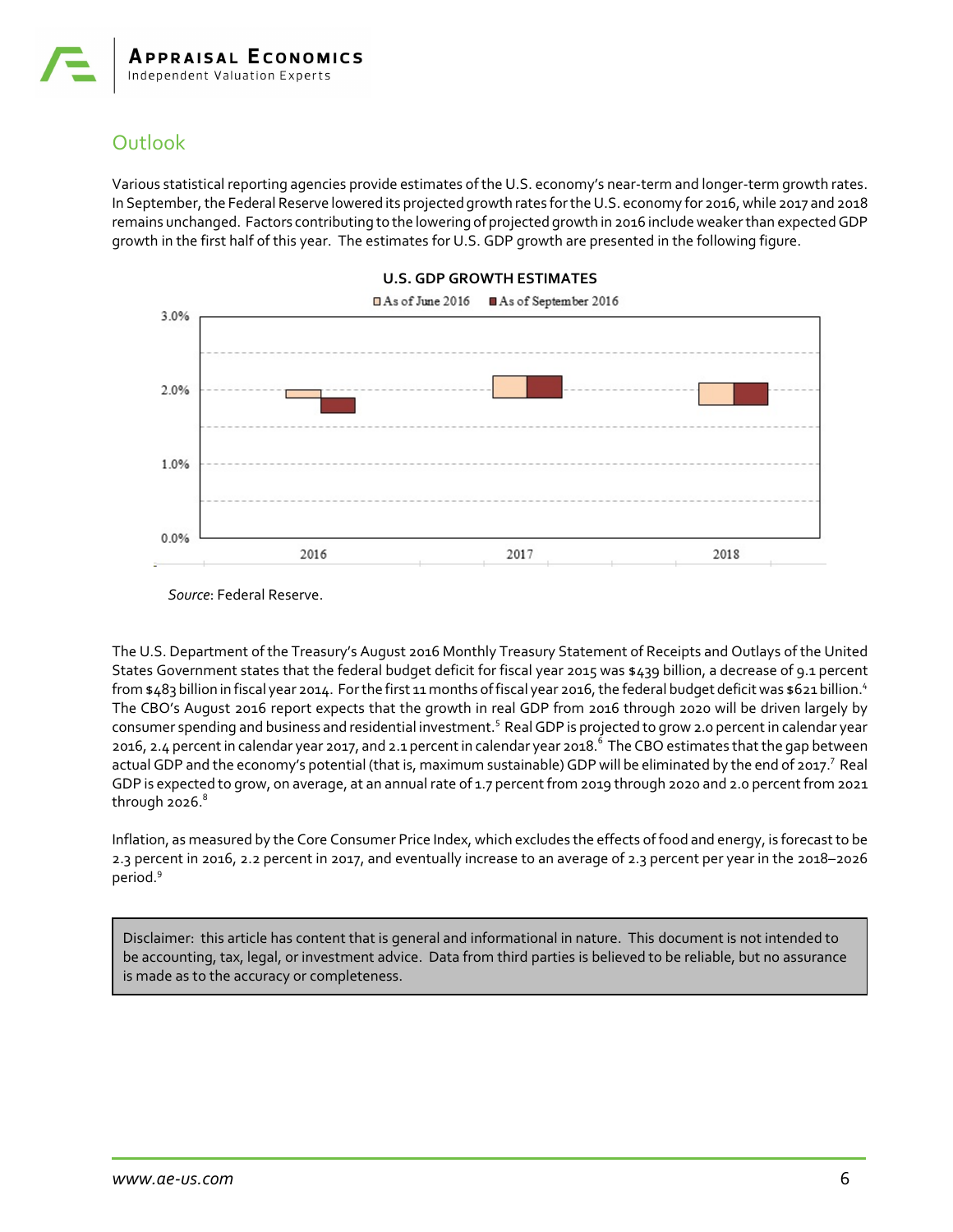## Outlook

Various statistical reporting agencies provide estimates of the U.S. economy's near-term and longer-term growth rates. In September, the Federal Reserve lowered its projected growth rates for the U.S. economy for 2016, while 2017 and 2018 remains unchanged. Factors contributing to the lowering of projected growth in 2016 include weaker than expected GDP growth in the first half of this year. The estimates for U.S. GDP growth are presented in the following figure.

**U.S. GDP GROWTH ESTIMATES**

*Source*: Federal Reserve.

The U.S. Department of the Treasury's August 2016 Monthly Treasury Statement of Receipts and Outlays of the United States Government states that the federal budget deficit for fiscal year 2015 was $439 billion, a decrease of 9.1 percent from $483 billion in fiscal year 2014. For the first 11 months of fiscal year 2016, the federal budget deficit was $621 billion.[4] The CBO's August 2016 report expects that the growth in real GDP from 2016 through 2020 will be driven largely by consumer spending and business and residential investment.[5] Real GDP is projected to grow 2.0 percent in calendar year 2016, 2.4 percent in calendar year 2017, and 2.1 percent in calendar year 2018.[6] The CBO estimates that the gap between actual GDP and the economy's potential (that is, maximum sustainable) GDP will be eliminated by the end of 2017.[7] Real GDP is expected to grow, on average, at an annual rate of 1.7 percent from 2019 through 2020 and 2.0 percent from 2021 through 2026.[8]

Inflation, as measured by the Core Consumer Price Index, which excludes the effects of food and energy, is forecast to be 2.3 percent in 2016, 2.2 percent in 2017, and eventually increase to an average of 2.3 percent per year in the 2018–2026 period.[9]

Disclaimer: this article has content that is general and informational in nature. This document is not intended to be accounting, tax, legal, or investment advice. Data from third parties is believed to be reliable, but no assurance is made as to the accuracy or completeness.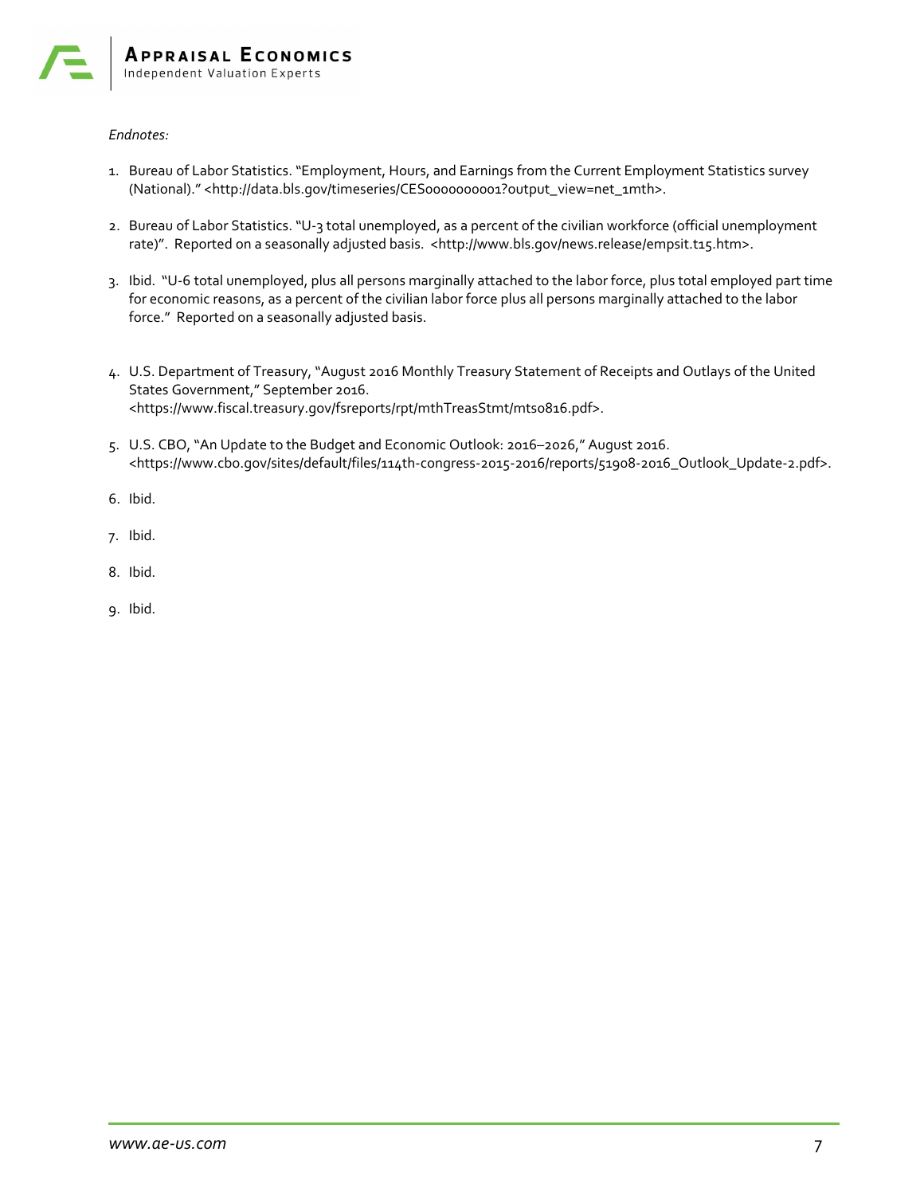*Endnotes:*

1. Bureau of Labor Statistics. "Employment, Hours, and Earnings from the Current Employment Statistics survey (National)." <http://data.bls.gov/timeseries/CES0000000001?output_view=net_1mth>.

2. Bureau of Labor Statistics. "U-3 total unemployed, as a percent of the civilian workforce (official unemployment rate)". Reported on a seasonally adjusted basis. <http://www.bls.gov/news.release/empsit.t15.htm>.

3. Ibid. "U-6 total unemployed, plus all persons marginally attached to the labor force, plus total employed part time for economic reasons, as a percent of the civilian labor force plus all persons marginally attached to the labor force." Reported on a seasonally adjusted basis.

4. U.S. Department of Treasury, "August 2016 Monthly Treasury Statement of Receipts and Outlays of the United States Government," September 2016. <https://www.fiscal.treasury.gov/fsreports/rpt/mthTreasStmt/mts0816.pdf>.

5. U.S. CBO, "An Update to the Budget and Economic Outlook: 2016–2026," August 2016. <https://www.cbo.gov/sites/default/files/114th-congress-2015-2016/reports/51908-2016_Outlook_Update-2.pdf>.

6. Ibid.

7. Ibid.

8. Ibid.

9. Ibid.